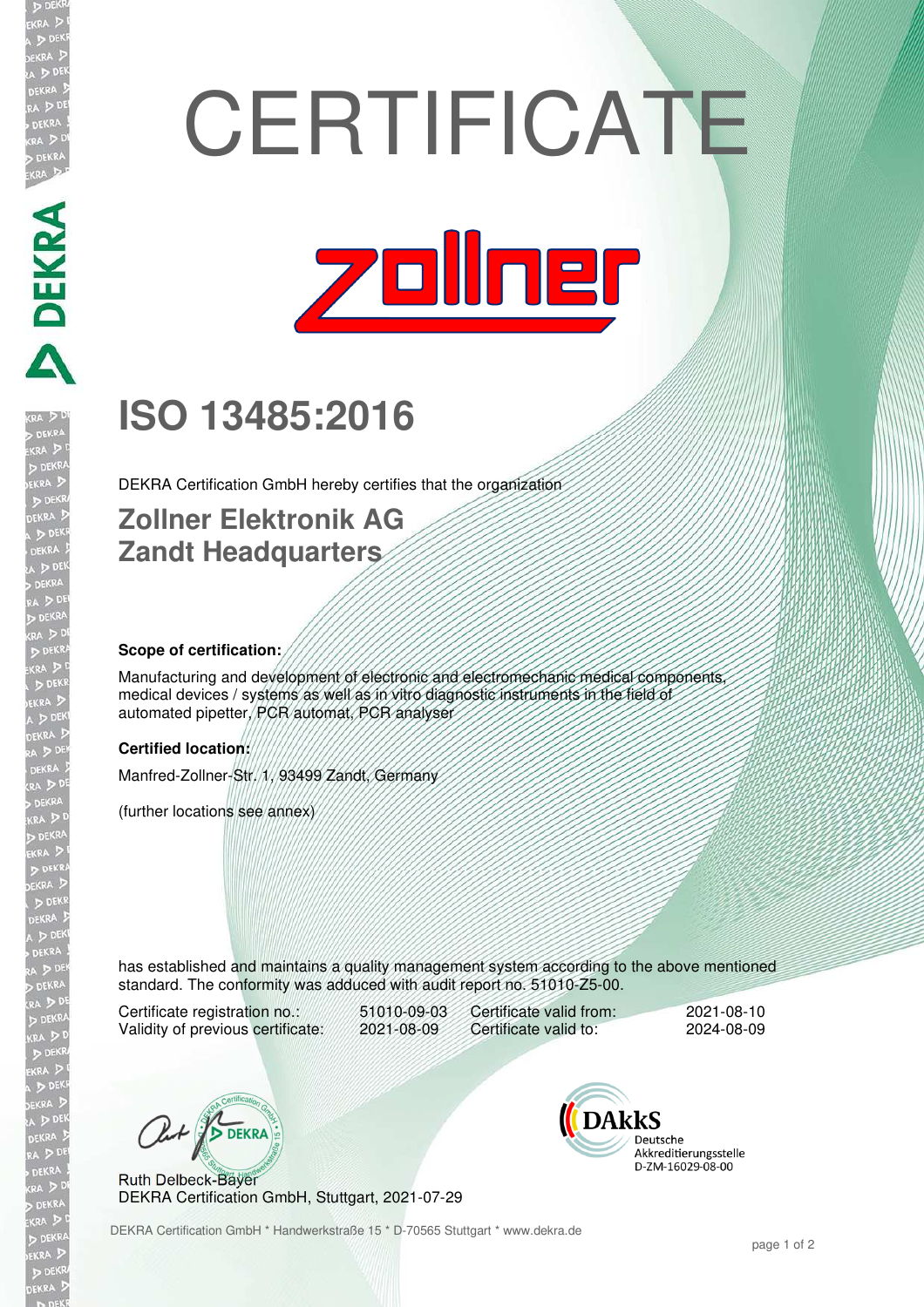# CERTIFICATE

zollner

## ISO 13485:2016

DEKRA Certification GmbH hereby certifies that the organization

## Zollner Elektronik AG
## Zandt Headquarters

**Scope of certification:**

Manufacturing and development of electronic and electromechanic medical components, medical devices / systems as well as in vitro diagnostic instruments in the field of automated pipetter, PCR automat, PCR analyser

**Certified location:**

Manfred-Zollner-Str. 1, 93499 Zandt, Germany

(further locations see annex)

has established and maintains a quality management system according to the above mentioned standard. The conformity was adduced with audit report no. 51010-Z5-00.

| | | | |
|---|---|---|---|
| Certificate registration no.: | 51010-09-03 | Certificate valid from: | 2021-08-10 |
| Validity of previous certificate: | 2021-08-09 | Certificate valid to: | 2024-08-09 |

Ruth Delbeck-Bayer
DEKRA Certification GmbH, Stuttgart, 2021-07-29

DAkkS
Deutsche Akkreditierungsstelle
D-ZM-16029-08-00

DEKRA Certification GmbH * Handwerkstraße 15 * D-70565 Stuttgart * www.dekra.de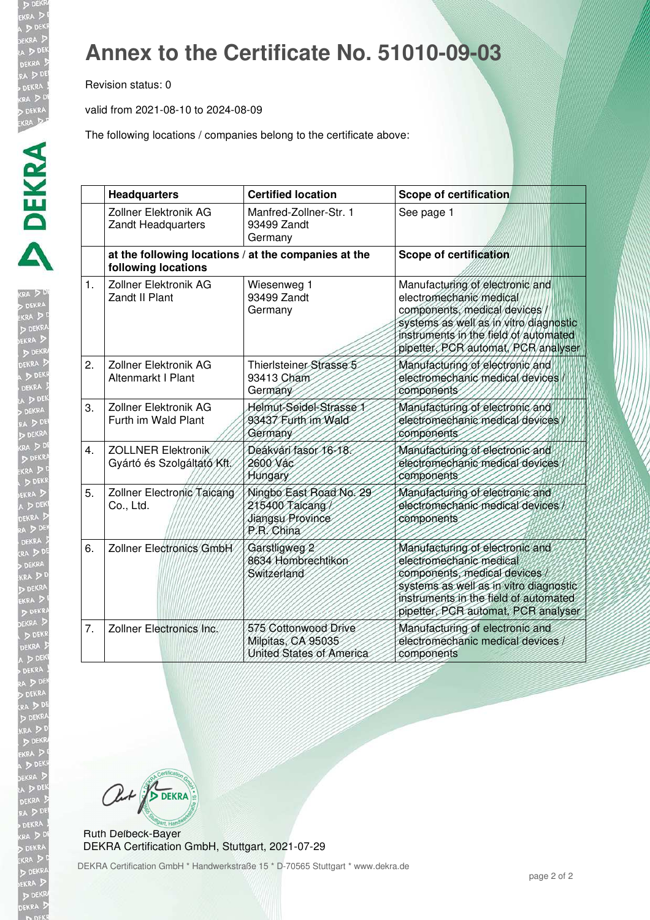# Annex to the Certificate No. 51010-09-03

Revision status: 0

valid from 2021-08-10 to 2024-08-09

The following locations / companies belong to the certificate above:

| | Headquarters | Certified location | Scope of certification |
|---|---|---|---|
| | Zollner Elektronik AG Zandt Headquarters | Manfred-Zollner-Str. 1 93499 Zandt Germany | See page 1 |
| | **at the following locations / at the companies at the following locations** | | **Scope of certification** |
| 1. | Zollner Elektronik AG Zandt II Plant | Wiesenweg 1 93499 Zandt Germany | Manufacturing of electronic and electromechanic medical components, medical devices / systems as well as in vitro diagnostic instruments in the field of automated pipetter, PCR automat, PCR analyser |
| 2. | Zollner Elektronik AG Altenmarkt I Plant | Thierlsteiner Strasse 5 93413 Cham Germany | Manufacturing of electronic and electromechanic medical devices / components |
| 3. | Zollner Elektronik AG Furth im Wald Plant | Helmut-Seidel-Strasse 1 93437 Furth im Wald Germany | Manufacturing of electronic and electromechanic medical devices / components |
| 4. | ZOLLNER Elektronik Gyártó és Szolgáltató Kft. | Deákvári fasor 16-18. 2600 Vác Hungary | Manufacturing of electronic and electromechanic medical devices / components |
| 5. | Zollner Electronic Taicang Co., Ltd. | Ningbo East Road No. 29 215400 Taicang / Jiangsu Province P.R. China | Manufacturing of electronic and electromechanic medical devices / components |
| 6. | Zollner Electronics GmbH | Garstligweg 2 8634 Hombrechtikon Switzerland | Manufacturing of electronic and electromechanic medical components, medical devices / systems as well as in vitro diagnostic instruments in the field of automated pipetter, PCR automat, PCR analyser |
| 7. | Zollner Electronics Inc. | 575 Cottonwood Drive Milpitas, CA 95035 United States of America | Manufacturing of electronic and electromechanic medical devices / components |

Ruth Delbeck-Bayer
DEKRA Certification GmbH, Stuttgart, 2021-07-29

DEKRA Certification GmbH * Handwerkstraße 15 * D-70565 Stuttgart * www.dekra.de